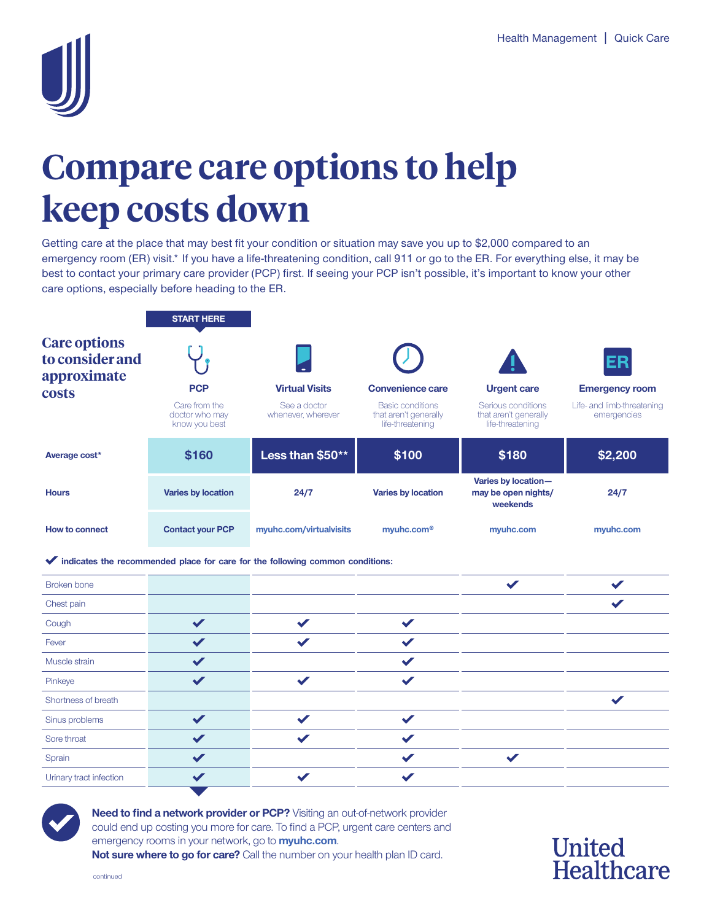# Compare care options to help keep costs down

Getting care at the place that may best fit your condition or situation may save you up to $2,000 compared to an emergency room (ER) visit.* If you have a life-threatening condition, call 911 or go to the ER. For everything else, it may be best to contact your primary care provider (PCP) first. If seeing your PCP isn't possible, it's important to know your other care options, especially before heading to the ER.

## Care options to consider and approximate costs

| | START HERE<br>**PCP**<br>Care from the doctor who may know you best | **Virtual Visits**<br>See a doctor whenever, wherever | **Convenience care**<br>Basic conditions that aren't generally life-threatening | **Urgent care**<br>Serious conditions that aren't generally life-threatening | **Emergency room**<br>Life- and limb-threatening emergencies |
|---|---|---|---|---|---|
| **Average cost*** | **$160** | **Less than $50**** | **$100** | **$180** | **$2,200** |
| **Hours** | Varies by location | 24/7 | Varies by location | Varies by location—may be open nights/ weekends | 24/7 |
| **How to connect** | Contact your PCP | myuhc.com/virtualvisits | myuhc.com® | myuhc.com | myuhc.com |

✔ **indicates the recommended place for care for the following common conditions:**

| | PCP | Virtual Visits | Convenience care | Urgent care | Emergency room |
|---|---|---|---|---|---|
| Broken bone | | | | ✔ | ✔ |
| Chest pain | | | | | ✔ |
| Cough | ✔ | ✔ | ✔ | | |
| Fever | ✔ | ✔ | ✔ | | |
| Muscle strain | ✔ | | ✔ | | |
| Pinkeye | ✔ | ✔ | ✔ | | |
| Shortness of breath | | | | | ✔ |
| Sinus problems | ✔ | ✔ | ✔ | | |
| Sore throat | ✔ | ✔ | ✔ | | |
| Sprain | ✔ | | ✔ | ✔ | |
| Urinary tract infection | ✔ | ✔ | ✔ | | |

**Need to find a network provider or PCP?** Visiting an out-of-network provider could end up costing you more for care. To find a PCP, urgent care centers and emergency rooms in your network, go to **myuhc.com**.

**Not sure where to go for care?** Call the number on your health plan ID card.

continued

United Healthcare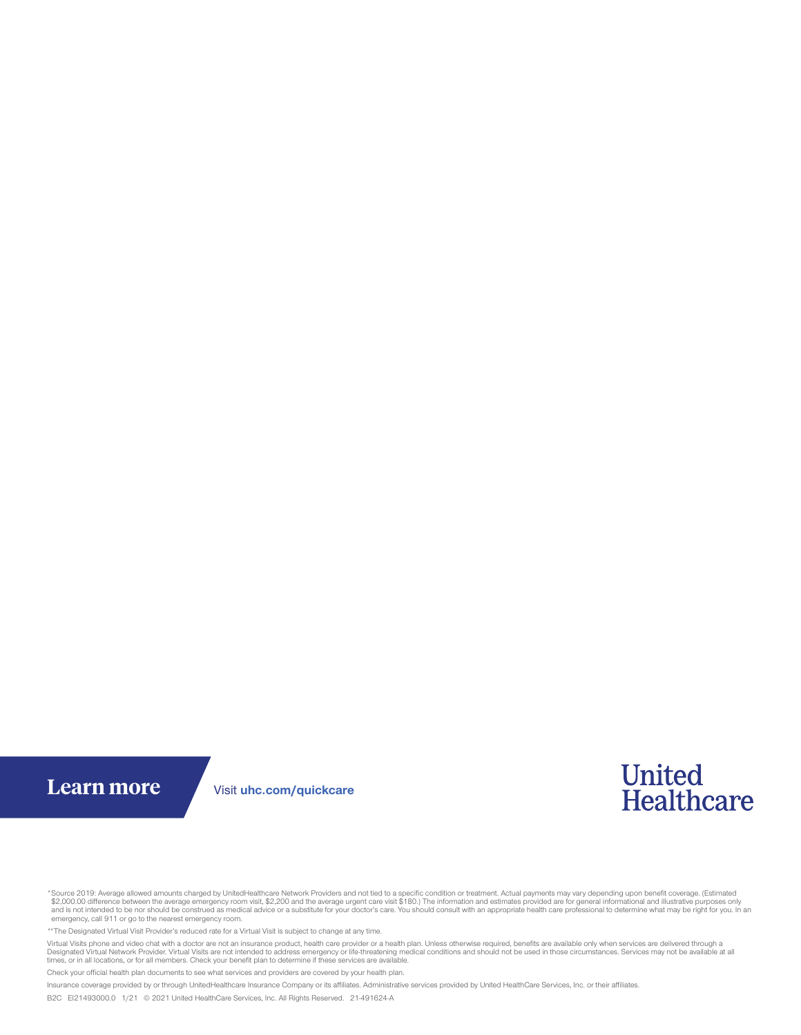## Learn more

Visit **uhc.com/quickcare**

United Healthcare

*Source 2019: Average allowed amounts charged by UnitedHealthcare Network Providers and not tied to a specific condition or treatment. Actual payments may vary depending upon benefit coverage. (Estimated $2,000.00 difference between the average emergency room visit, $2,200 and the average urgent care visit $180.) The information and estimates provided are for general informational and illustrative purposes only and is not intended to be nor should be construed as medical advice or a substitute for your doctor's care. You should consult with an appropriate health care professional to determine what may be right for you. In an emergency, call 911 or go to the nearest emergency room.

**The Designated Virtual Visit Provider's reduced rate for a Virtual Visit is subject to change at any time.

Virtual Visits phone and video chat with a doctor are not an insurance product, health care provider or a health plan. Unless otherwise required, benefits are available only when services are delivered through a Designated Virtual Network Provider. Virtual Visits are not intended to address emergency or life-threatening medical conditions and should not be used in those circumstances. Services may not be available at all times, or in all locations, or for all members. Check your benefit plan to determine if these services are available.

Check your official health plan documents to see what services and providers are covered by your health plan.

Insurance coverage provided by or through UnitedHealthcare Insurance Company or its affiliates. Administrative services provided by United HealthCare Services, Inc. or their affiliates.

B2C EI21493000.0 1/21 © 2021 United HealthCare Services, Inc. All Rights Reserved. 21-491624-A